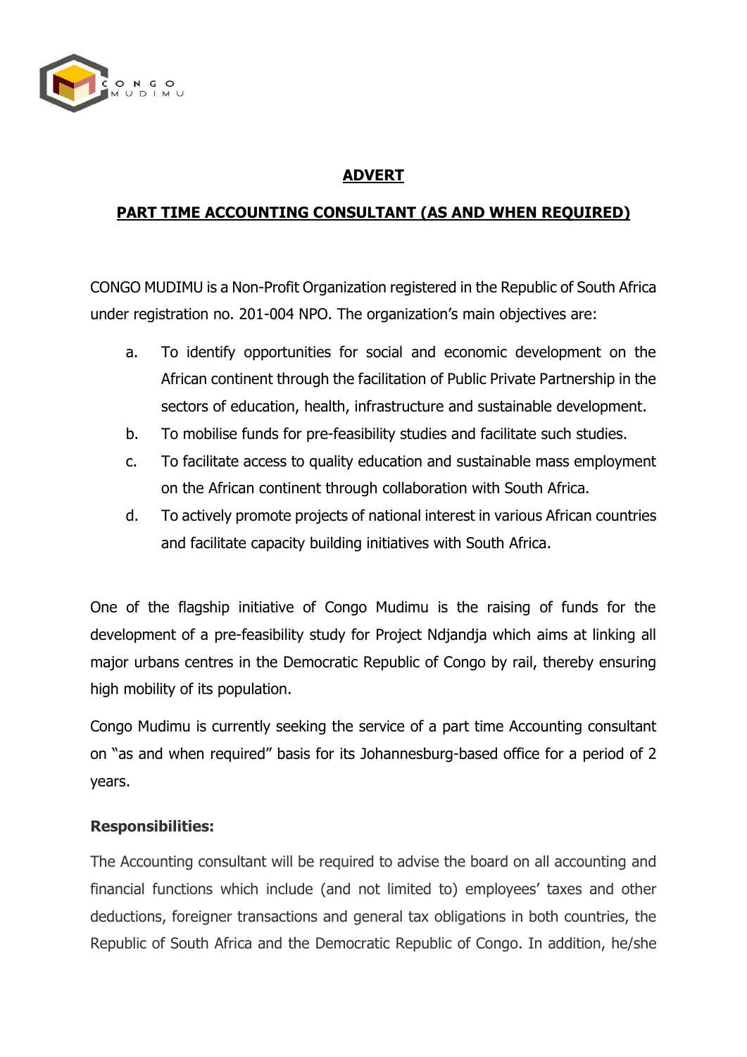CONGO MUDIMU

## ADVERT

## PART TIME ACCOUNTING CONSULTANT (AS AND WHEN REQUIRED)

CONGO MUDIMU is a Non-Profit Organization registered in the Republic of South Africa under registration no. 201-004 NPO. The organization's main objectives are:

a. To identify opportunities for social and economic development on the African continent through the facilitation of Public Private Partnership in the sectors of education, health, infrastructure and sustainable development.
b. To mobilise funds for pre-feasibility studies and facilitate such studies.
c. To facilitate access to quality education and sustainable mass employment on the African continent through collaboration with South Africa.
d. To actively promote projects of national interest in various African countries and facilitate capacity building initiatives with South Africa.

One of the flagship initiative of Congo Mudimu is the raising of funds for the development of a pre-feasibility study for Project Ndjandja which aims at linking all major urbans centres in the Democratic Republic of Congo by rail, thereby ensuring high mobility of its population.

Congo Mudimu is currently seeking the service of a part time Accounting consultant on "as and when required" basis for its Johannesburg-based office for a period of 2 years.

**Responsibilities:**

The Accounting consultant will be required to advise the board on all accounting and financial functions which include (and not limited to) employees' taxes and other deductions, foreigner transactions and general tax obligations in both countries, the Republic of South Africa and the Democratic Republic of Congo. In addition, he/she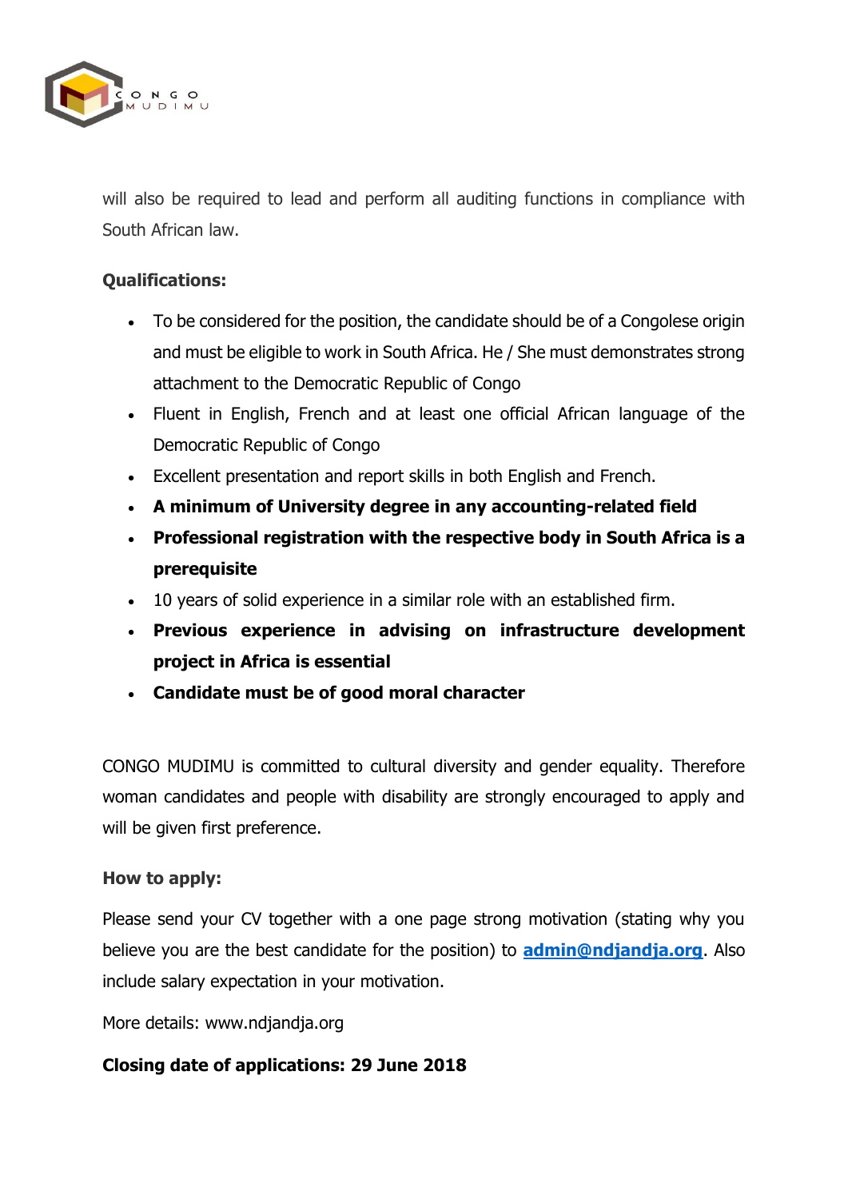will also be required to lead and perform all auditing functions in compliance with South African law.

**Qualifications:**

- To be considered for the position, the candidate should be of a Congolese origin and must be eligible to work in South Africa. He / She must demonstrates strong attachment to the Democratic Republic of Congo
- Fluent in English, French and at least one official African language of the Democratic Republic of Congo
- Excellent presentation and report skills in both English and French.
- **A minimum of University degree in any accounting-related field**
- **Professional registration with the respective body in South Africa is a prerequisite**
- 10 years of solid experience in a similar role with an established firm.
- **Previous experience in advising on infrastructure development project in Africa is essential**
- **Candidate must be of good moral character**

CONGO MUDIMU is committed to cultural diversity and gender equality. Therefore woman candidates and people with disability are strongly encouraged to apply and will be given first preference.

**How to apply:**

Please send your CV together with a one page strong motivation (stating why you believe you are the best candidate for the position) to **admin@ndjandja.org**. Also include salary expectation in your motivation.

More details: www.ndjandja.org

**Closing date of applications: 29 June 2018**